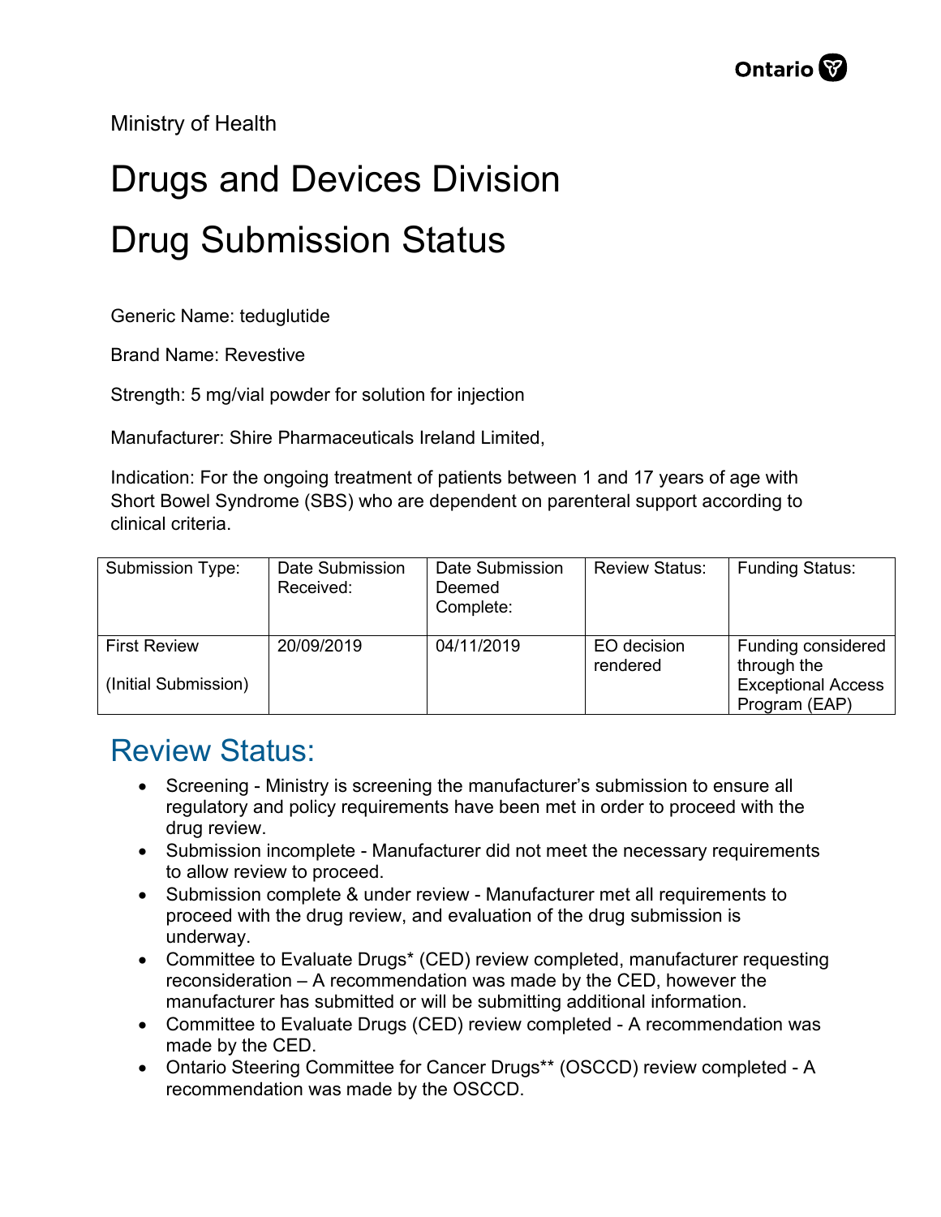Ministry of Health

# Drugs and Devices Division

# Drug Submission Status

Generic Name: teduglutide

Brand Name: Revestive

Strength: 5 mg/vial powder for solution for injection

Manufacturer: Shire Pharmaceuticals Ireland Limited,

Indication: For the ongoing treatment of patients between 1 and 17 years of age with Short Bowel Syndrome (SBS) who are dependent on parenteral support according to clinical criteria.

| Submission Type: | Date Submission Received: | Date Submission Deemed Complete: | Review Status: | Funding Status: |
|---|---|---|---|---|
| First Review (Initial Submission) | 20/09/2019 | 04/11/2019 | EO decision rendered | Funding considered through the Exceptional Access Program (EAP) |

## Review Status:

- Screening - Ministry is screening the manufacturer's submission to ensure all regulatory and policy requirements have been met in order to proceed with the drug review.
- Submission incomplete - Manufacturer did not meet the necessary requirements to allow review to proceed.
- Submission complete & under review - Manufacturer met all requirements to proceed with the drug review, and evaluation of the drug submission is underway.
- Committee to Evaluate Drugs* (CED) review completed, manufacturer requesting reconsideration – A recommendation was made by the CED, however the manufacturer has submitted or will be submitting additional information.
- Committee to Evaluate Drugs (CED) review completed - A recommendation was made by the CED.
- Ontario Steering Committee for Cancer Drugs** (OSCCD) review completed - A recommendation was made by the OSCCD.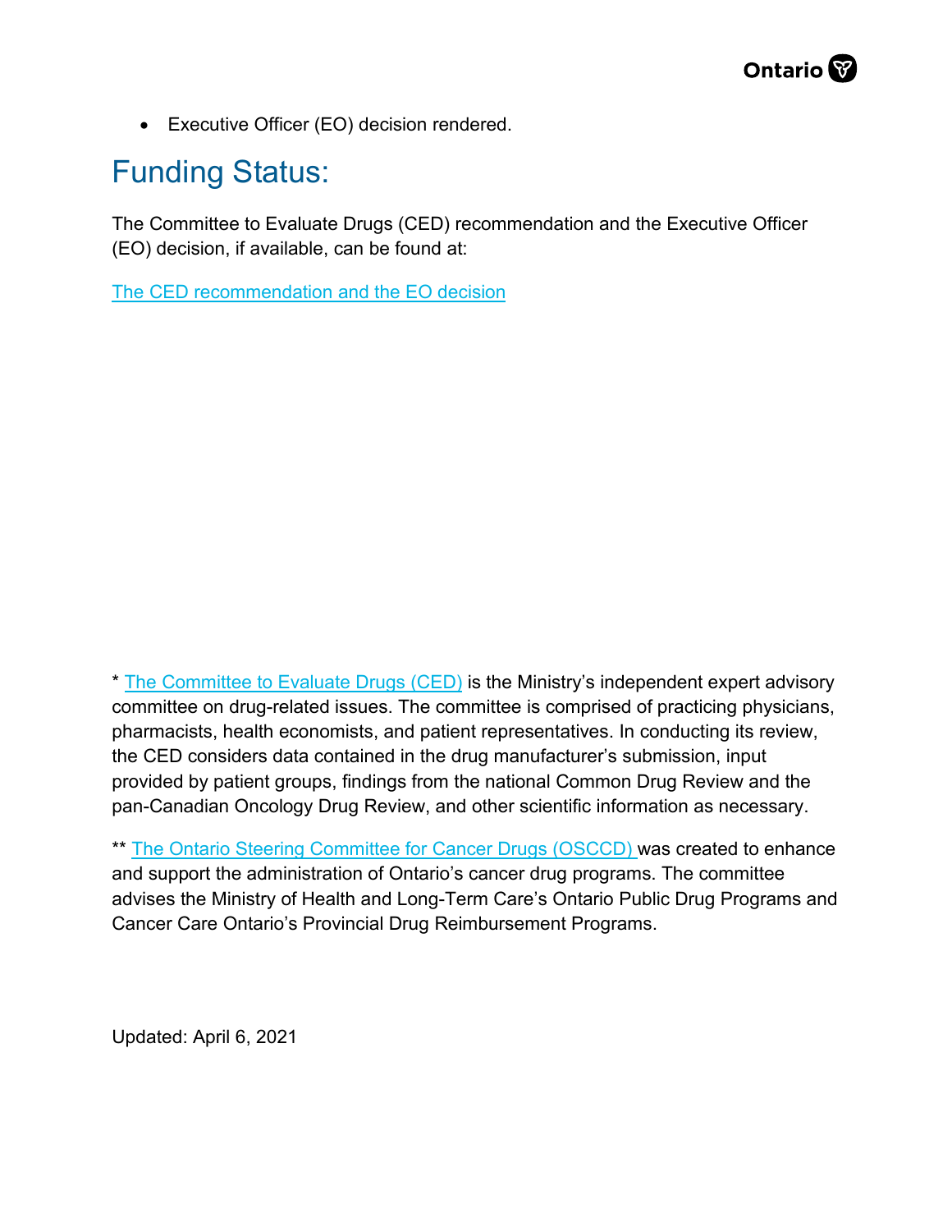- Executive Officer (EO) decision rendered.

## Funding Status:

The Committee to Evaluate Drugs (CED) recommendation and the Executive Officer (EO) decision, if available, can be found at:

The CED recommendation and the EO decision

* The Committee to Evaluate Drugs (CED) is the Ministry's independent expert advisory committee on drug-related issues. The committee is comprised of practicing physicians, pharmacists, health economists, and patient representatives. In conducting its review, the CED considers data contained in the drug manufacturer's submission, input provided by patient groups, findings from the national Common Drug Review and the pan-Canadian Oncology Drug Review, and other scientific information as necessary.

** The Ontario Steering Committee for Cancer Drugs (OSCCD) was created to enhance and support the administration of Ontario's cancer drug programs. The committee advises the Ministry of Health and Long-Term Care's Ontario Public Drug Programs and Cancer Care Ontario's Provincial Drug Reimbursement Programs.

Updated: April 6, 2021